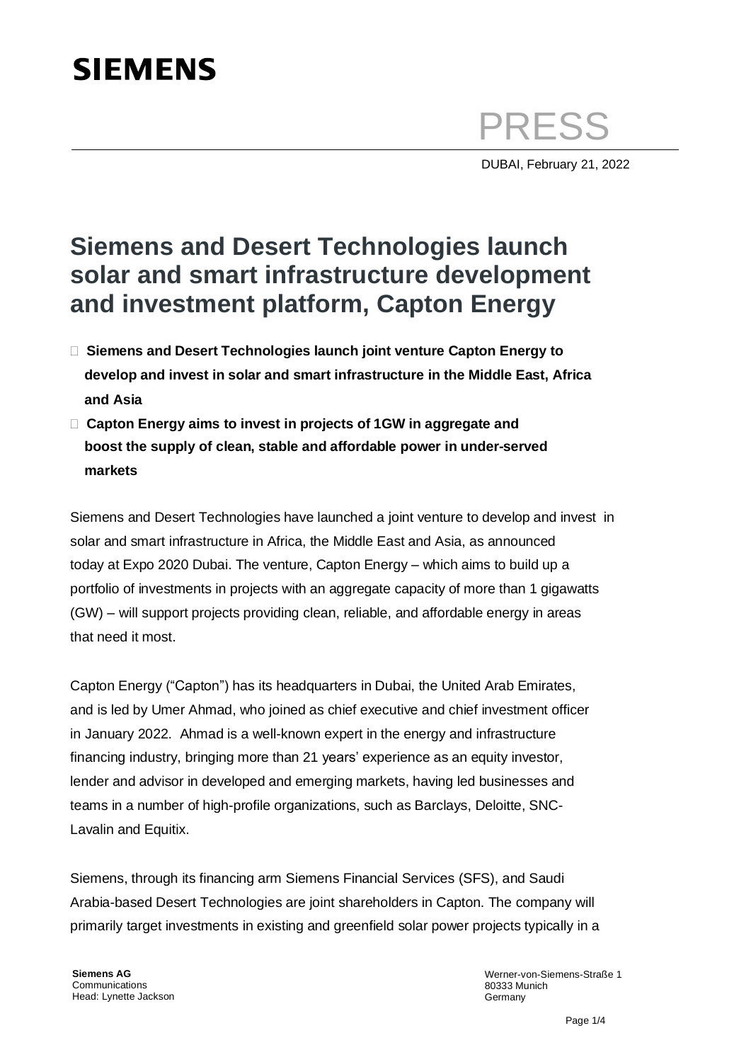SIEMENS

PRESS

DUBAI, February 21, 2022

# Siemens and Desert Technologies launch solar and smart infrastructure development and investment platform, Capton Energy

- **Siemens and Desert Technologies launch joint venture Capton Energy to develop and invest in solar and smart infrastructure in the Middle East, Africa and Asia**
- **Capton Energy aims to invest in projects of 1GW in aggregate and boost the supply of clean, stable and affordable power in under-served markets**

Siemens and Desert Technologies have launched a joint venture to develop and invest in solar and smart infrastructure in Africa, the Middle East and Asia, as announced today at Expo 2020 Dubai. The venture, Capton Energy – which aims to build up a portfolio of investments in projects with an aggregate capacity of more than 1 gigawatts (GW) – will support projects providing clean, reliable, and affordable energy in areas that need it most.

Capton Energy ("Capton") has its headquarters in Dubai, the United Arab Emirates, and is led by Umer Ahmad, who joined as chief executive and chief investment officer in January 2022. Ahmad is a well-known expert in the energy and infrastructure financing industry, bringing more than 21 years' experience as an equity investor, lender and advisor in developed and emerging markets, having led businesses and teams in a number of high-profile organizations, such as Barclays, Deloitte, SNC-Lavalin and Equitix.

Siemens, through its financing arm Siemens Financial Services (SFS), and Saudi Arabia-based Desert Technologies are joint shareholders in Capton. The company will primarily target investments in existing and greenfield solar power projects typically in a

**Siemens AG**
Communications
Head: Lynette Jackson

Werner-von-Siemens-Straße 1
80333 Munich
Germany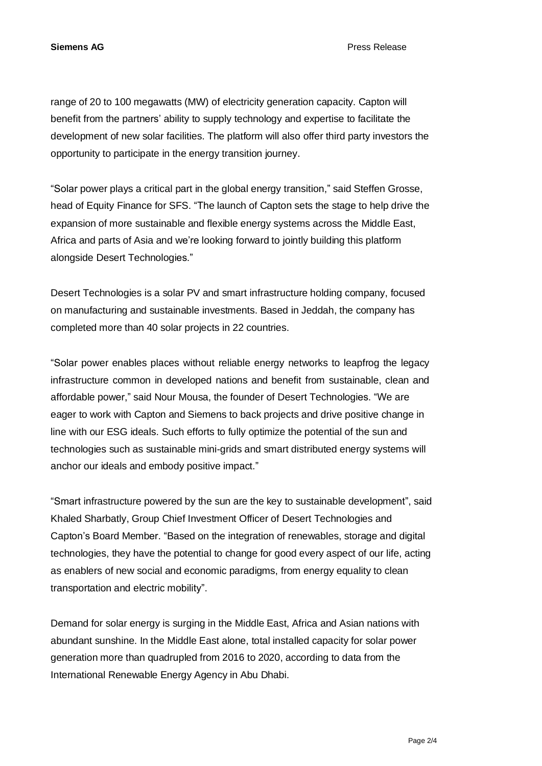range of 20 to 100 megawatts (MW) of electricity generation capacity. Capton will benefit from the partners' ability to supply technology and expertise to facilitate the development of new solar facilities. The platform will also offer third party investors the opportunity to participate in the energy transition journey.

"Solar power plays a critical part in the global energy transition," said Steffen Grosse, head of Equity Finance for SFS. "The launch of Capton sets the stage to help drive the expansion of more sustainable and flexible energy systems across the Middle East, Africa and parts of Asia and we're looking forward to jointly building this platform alongside Desert Technologies."

Desert Technologies is a solar PV and smart infrastructure holding company, focused on manufacturing and sustainable investments. Based in Jeddah, the company has completed more than 40 solar projects in 22 countries.

"Solar power enables places without reliable energy networks to leapfrog the legacy infrastructure common in developed nations and benefit from sustainable, clean and affordable power," said Nour Mousa, the founder of Desert Technologies. "We are eager to work with Capton and Siemens to back projects and drive positive change in line with our ESG ideals. Such efforts to fully optimize the potential of the sun and technologies such as sustainable mini-grids and smart distributed energy systems will anchor our ideals and embody positive impact."

"Smart infrastructure powered by the sun are the key to sustainable development", said Khaled Sharbatly, Group Chief Investment Officer of Desert Technologies and Capton's Board Member. "Based on the integration of renewables, storage and digital technologies, they have the potential to change for good every aspect of our life, acting as enablers of new social and economic paradigms, from energy equality to clean transportation and electric mobility".

Demand for solar energy is surging in the Middle East, Africa and Asian nations with abundant sunshine. In the Middle East alone, total installed capacity for solar power generation more than quadrupled from 2016 to 2020, according to data from the International Renewable Energy Agency in Abu Dhabi.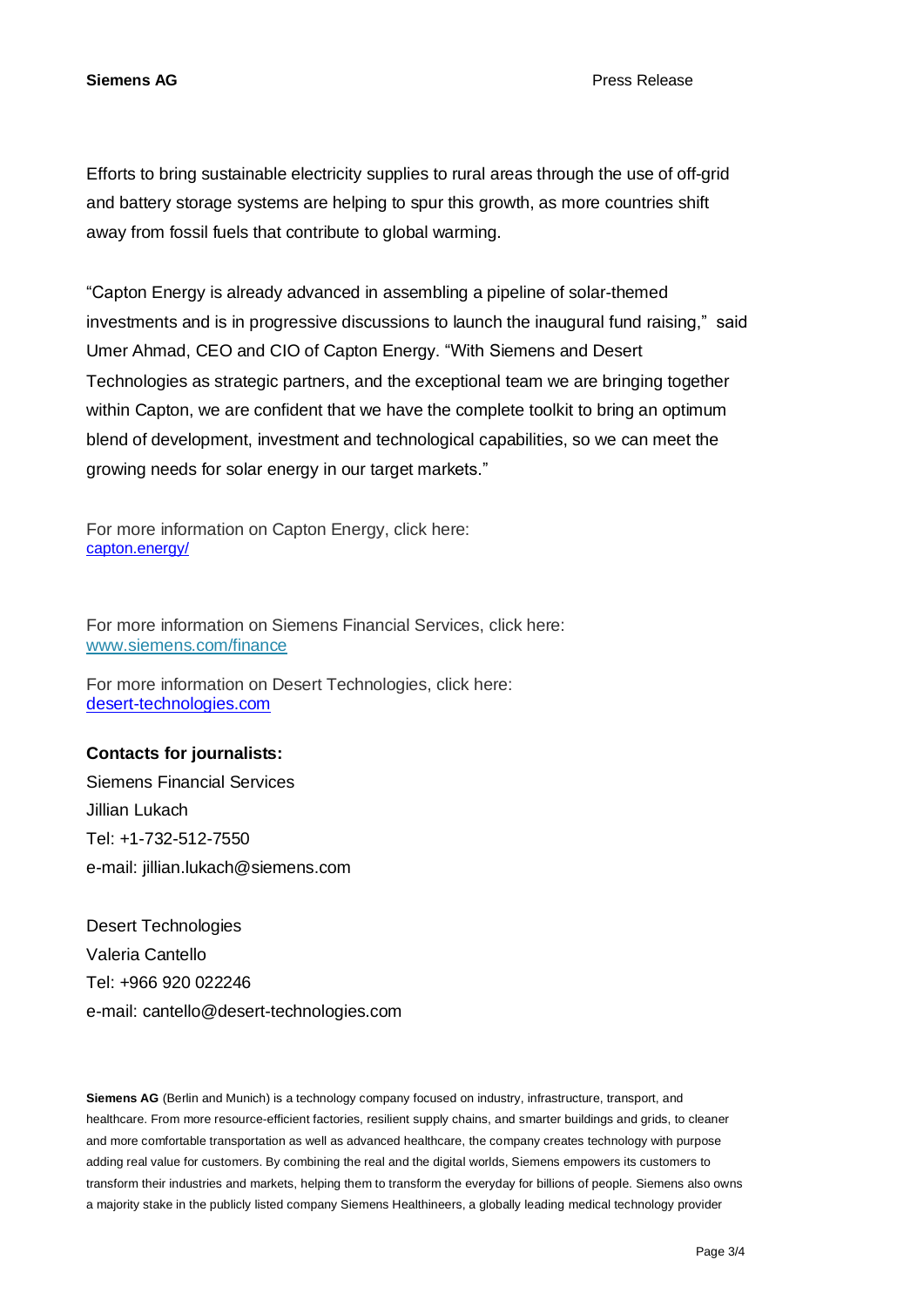Efforts to bring sustainable electricity supplies to rural areas through the use of off-grid and battery storage systems are helping to spur this growth, as more countries shift away from fossil fuels that contribute to global warming.

"Capton Energy is already advanced in assembling a pipeline of solar-themed investments and is in progressive discussions to launch the inaugural fund raising," said Umer Ahmad, CEO and CIO of Capton Energy. "With Siemens and Desert Technologies as strategic partners, and the exceptional team we are bringing together within Capton, we are confident that we have the complete toolkit to bring an optimum blend of development, investment and technological capabilities, so we can meet the growing needs for solar energy in our target markets."

For more information on Capton Energy, click here:
[capton.energy/](capton.energy/)

For more information on Siemens Financial Services, click here:
[www.siemens.com/finance](www.siemens.com/finance)

For more information on Desert Technologies, click here:
[desert-technologies.com](desert-technologies.com)

**Contacts for journalists:**

Siemens Financial Services
Jillian Lukach
Tel: +1-732-512-7550
e-mail: jillian.lukach@siemens.com

Desert Technologies
Valeria Cantello
Tel: +966 920 022246
e-mail: cantello@desert-technologies.com

**Siemens AG** (Berlin and Munich) is a technology company focused on industry, infrastructure, transport, and healthcare. From more resource-efficient factories, resilient supply chains, and smarter buildings and grids, to cleaner and more comfortable transportation as well as advanced healthcare, the company creates technology with purpose adding real value for customers. By combining the real and the digital worlds, Siemens empowers its customers to transform their industries and markets, helping them to transform the everyday for billions of people. Siemens also owns a majority stake in the publicly listed company Siemens Healthineers, a globally leading medical technology provider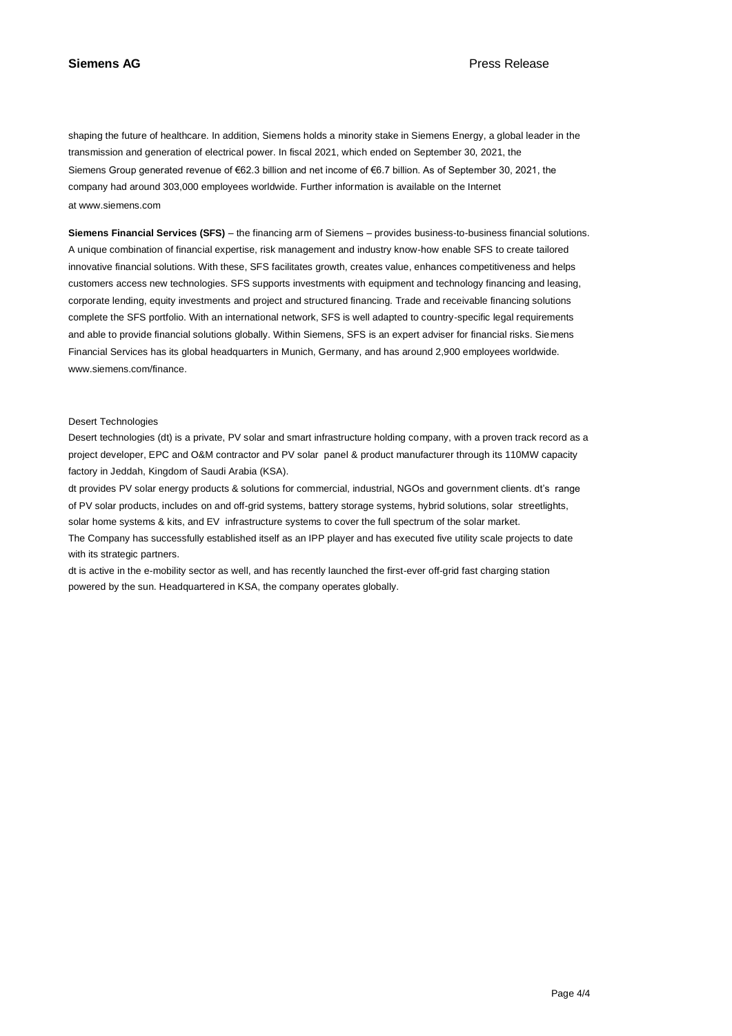shaping the future of healthcare. In addition, Siemens holds a minority stake in Siemens Energy, a global leader in the transmission and generation of electrical power. In fiscal 2021, which ended on September 30, 2021, the Siemens Group generated revenue of €62.3 billion and net income of €6.7 billion. As of September 30, 2021, the company had around 303,000 employees worldwide. Further information is available on the Internet at www.siemens.com

**Siemens Financial Services (SFS)** – the financing arm of Siemens – provides business-to-business financial solutions. A unique combination of financial expertise, risk management and industry know-how enable SFS to create tailored innovative financial solutions. With these, SFS facilitates growth, creates value, enhances competitiveness and helps customers access new technologies. SFS supports investments with equipment and technology financing and leasing, corporate lending, equity investments and project and structured financing. Trade and receivable financing solutions complete the SFS portfolio. With an international network, SFS is well adapted to country-specific legal requirements and able to provide financial solutions globally. Within Siemens, SFS is an expert adviser for financial risks. Siemens Financial Services has its global headquarters in Munich, Germany, and has around 2,900 employees worldwide. www.siemens.com/finance.

Desert Technologies

Desert technologies (dt) is a private, PV solar and smart infrastructure holding company, with a proven track record as a project developer, EPC and O&M contractor and PV solar panel & product manufacturer through its 110MW capacity factory in Jeddah, Kingdom of Saudi Arabia (KSA).

dt provides PV solar energy products & solutions for commercial, industrial, NGOs and government clients. dt's range of PV solar products, includes on and off-grid systems, battery storage systems, hybrid solutions, solar streetlights, solar home systems & kits, and EV infrastructure systems to cover the full spectrum of the solar market.

The Company has successfully established itself as an IPP player and has executed five utility scale projects to date with its strategic partners.

dt is active in the e-mobility sector as well, and has recently launched the first-ever off-grid fast charging station powered by the sun. Headquartered in KSA, the company operates globally.